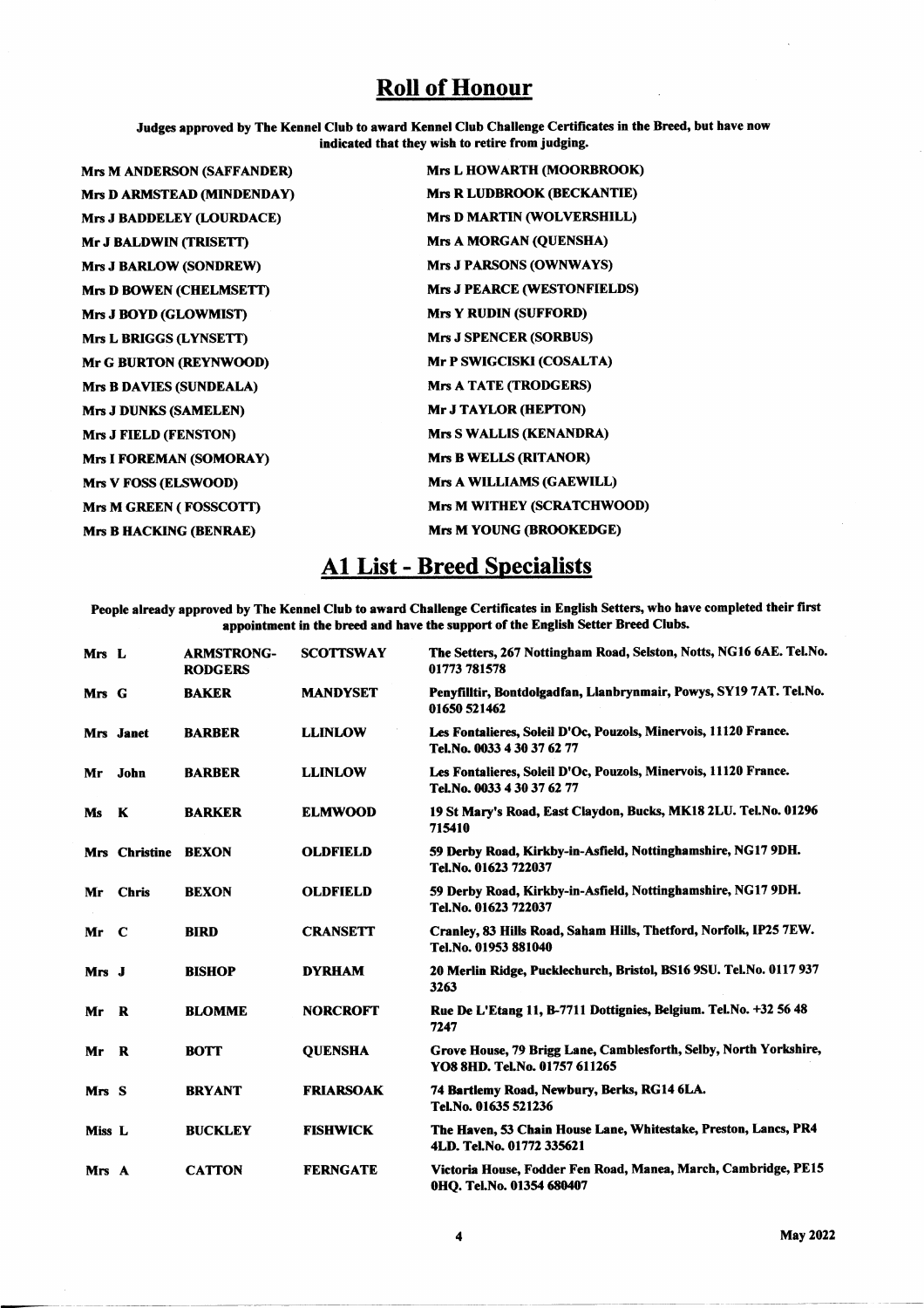## Roll of Honour

**Judges approved by The Kennel Club to award Kennel Club Challenge Certificates in the Breed, but have now indicated that they wish to retire from judging.**

**Mrs M ANDERSON (SAFFANDER)**
**Mrs D ARMSTEAD (MINDENDAY)**
**Mrs J BADDELEY (LOURDACE)**
**Mr J BALDWIN (TRISETT)**
**Mrs J BARLOW (SONDREW)**
**Mrs D BOWEN (CHELMSETT)**
**Mrs J BOYD (GLOWMIST)**
**Mrs L BRIGGS (LYNSETT)**
**Mr G BURTON (REYNWOOD)**
**Mrs B DAVIES (SUNDEALA)**
**Mrs J DUNKS (SAMELEN)**
**Mrs J FIELD (FENSTON)**
**Mrs I FOREMAN (SOMORAY)**
**Mrs V FOSS (ELSWOOD)**
**Mrs M GREEN ( FOSSCOTT)**
**Mrs B HACKING (BENRAE)**
**Mrs L HOWARTH (MOORBROOK)**
**Mrs R LUDBROOK (BECKANTIE)**
**Mrs D MARTIN (WOLVERSHILL)**
**Mrs A MORGAN (QUENSHA)**
**Mrs J PARSONS (OWNWAYS)**
**Mrs J PEARCE (WESTONFIELDS)**
**Mrs Y RUDIN (SUFFORD)**
**Mrs J SPENCER (SORBUS)**
**Mr P SWIGCISKI (COSALTA)**
**Mrs A TATE (TRODGERS)**
**Mr J TAYLOR (HEPTON)**
**Mrs S WALLIS (KENANDRA)**
**Mrs B WELLS (RITANOR)**
**Mrs A WILLIAMS (GAEWILL)**
**Mrs M WITHEY (SCRATCHWOOD)**
**Mrs M YOUNG (BROOKEDGE)**

## A1 List - Breed Specialists

**People already approved by The Kennel Club to award Challenge Certificates in English Setters, who have completed their first appointment in the breed and have the support of the English Setter Breed Clubs.**

| | | | | |
|---|---|---|---|---|
| Mrs L | ARMSTRONG-RODGERS | SCOTTSWAY | The Setters, 267 Nottingham Road, Selston, Notts, NG16 6AE. Tel.No. 01773 781578 |
| Mrs G | BAKER | MANDYSET | Penyfilltir, Bontdolgadfan, Llanbrynmair, Powys, SY19 7AT. Tel.No. 01650 521462 |
| Mrs Janet | BARBER | LLINLOW | Les Fontalieres, Soleil D'Oc, Pouzols, Minervois, 11120 France. Tel.No. 0033 4 30 37 62 77 |
| Mr John | BARBER | LLINLOW | Les Fontalieres, Soleil D'Oc, Pouzols, Minervois, 11120 France. Tel.No. 0033 4 30 37 62 77 |
| Ms K | BARKER | ELMWOOD | 19 St Mary's Road, East Claydon, Bucks, MK18 2LU. Tel.No. 01296 715410 |
| Mrs Christine | BEXON | OLDFIELD | 59 Derby Road, Kirkby-in-Asfield, Nottinghamshire, NG17 9DH. Tel.No. 01623 722037 |
| Mr Chris | BEXON | OLDFIELD | 59 Derby Road, Kirkby-in-Asfield, Nottinghamshire, NG17 9DH. Tel.No. 01623 722037 |
| Mr C | BIRD | CRANSETT | Cranley, 83 Hills Road, Saham Hills, Thetford, Norfolk, IP25 7EW. Tel.No. 01953 881040 |
| Mrs J | BISHOP | DYRHAM | 20 Merlin Ridge, Pucklechurch, Bristol, BS16 9SU. Tel.No. 0117 937 3263 |
| Mr R | BLOMME | NORCROFT | Rue De L'Etang 11, B-7711 Dottignies, Belgium. Tel.No. +32 56 48 7247 |
| Mr R | BOTT | QUENSHA | Grove House, 79 Brigg Lane, Camblesforth, Selby, North Yorkshire, YO8 8HD. Tel.No. 01757 611265 |
| Mrs S | BRYANT | FRIARSOAK | 74 Bartlemy Road, Newbury, Berks, RG14 6LA. Tel.No. 01635 521236 |
| Miss L | BUCKLEY | FISHWICK | The Haven, 53 Chain House Lane, Whitestake, Preston, Lancs, PR4 4LD. Tel.No. 01772 335621 |
| Mrs A | CATTON | FERNGATE | Victoria House, Fodder Fen Road, Manea, March, Cambridge, PE15 0HQ. Tel.No. 01354 680407 |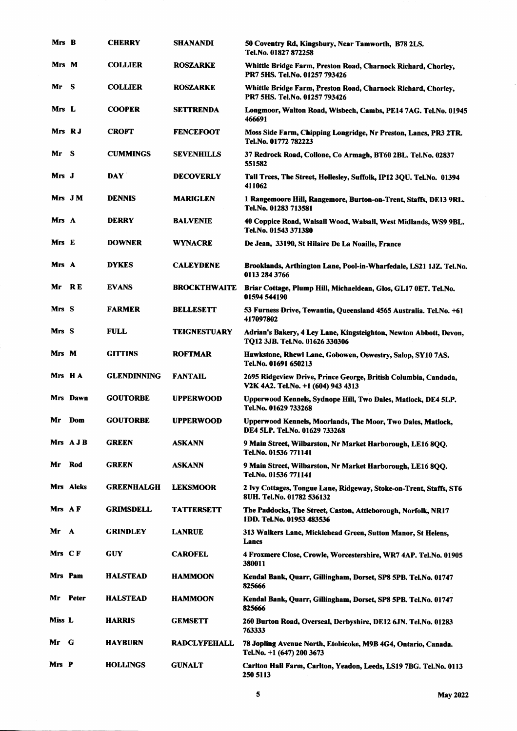| | | | |
|---|---|---|---|
| Mrs B | CHERRY | SHANANDI | 50 Coventry Rd, Kingsbury, Near Tamworth, B78 2LS. Tel.No. 01827 872258 |
| Mrs M | COLLIER | ROSZARKE | Whittle Bridge Farm, Preston Road, Charnock Richard, Chorley, PR7 5HS. Tel.No. 01257 793426 |
| Mr S | COLLIER | ROSZARKE | Whittle Bridge Farm, Preston Road, Charnock Richard, Chorley, PR7 5HS. Tel.No. 01257 793426 |
| Mrs L | COOPER | SETTRENDA | Longmoor, Walton Road, Wisbech, Cambs, PE14 7AG. Tel.No. 01945 466691 |
| Mrs R J | CROFT | FENCEFOOT | Moss Side Farm, Chipping Longridge, Nr Preston, Lancs, PR3 2TR. Tel.No. 01772 782223 |
| Mr S | CUMMINGS | SEVENHILLS | 37 Redrock Road, Collone, Co Armagh, BT60 2BL. Tel.No. 02837 551582 |
| Mrs J | DAY | DECOVERLY | Tall Trees, The Street, Hollesley, Suffolk, IP12 3QU. Tel.No. 01394 411062 |
| Mrs J M | DENNIS | MARIGLEN | 1 Rangemoore Hill, Rangemore, Burton-on-Trent, Staffs, DE13 9RL. Tel.No. 01283 713581 |
| Mrs A | DERRY | BALVENIE | 40 Coppice Road, Walsall Wood, Walsall, West Midlands, WS9 9BL. Tel.No. 01543 371380 |
| Mrs E | DOWNER | WYNACRE | De Jean, 33190, St Hilaire De La Noaille, France |
| Mrs A | DYKES | CALEYDENE | Brooklands, Arthington Lane, Pool-in-Wharfedale, LS21 1JZ. Tel.No. 0113 284 3766 |
| Mr R E | EVANS | BROCKTHWAITE | Briar Cottage, Plump Hill, Michaeldean, Glos, GL17 0ET. Tel.No. 01594 544190 |
| Mrs S | FARMER | BELLESETT | 53 Furness Drive, Tewantin, Queensland 4565 Australia. Tel.No. +61 417097802 |
| Mrs S | FULL | TEIGNESTUARY | Adrian's Bakery, 4 Ley Lane, Kingsteighton, Newton Abbott, Devon, TQ12 3JB. Tel.No. 01626 330306 |
| Mrs M | GITTINS | ROFTMAR | Hawkstone, Rhewl Lane, Gobowen, Oswestry, Salop, SY10 7AS. Tel.No. 01691 650213 |
| Mrs H A | GLENDINNING | FANTAIL | 2695 Ridgeview Drive, Prince George, British Columbia, Candada, V2K 4A2. Tel.No. +1 (604) 943 4313 |
| Mrs Dawn | GOUTORBE | UPPERWOOD | Upperwood Kennels, Sydnope Hill, Two Dales, Matlock, DE4 5LP. Tel.No. 01629 733268 |
| Mr Dom | GOUTORBE | UPPERWOOD | Upperwood Kennels, Moorlands, The Moor, Two Dales, Matlock, DE4 5LP. Tel.No. 01629 733268 |
| Mrs A J B | GREEN | ASKANN | 9 Main Street, Wilbarston, Nr Market Harborough, LE16 8QQ. Tel.No. 01536 771141 |
| Mr Rod | GREEN | ASKANN | 9 Main Street, Wilbarston, Nr Market Harborough, LE16 8QQ. Tel.No. 01536 771141 |
| Mrs Aleks | GREENHALGH | LEKSMOOR | 2 Ivy Cottages, Tongue Lane, Ridgeway, Stoke-on-Trent, Staffs, ST6 8UH. Tel.No. 01782 536132 |
| Mrs A F | GRIMSDELL | TATTERSETT | The Paddocks, The Street, Caston, Attleborough, Norfolk, NR17 1DD. Tel.No. 01953 483536 |
| Mr A | GRINDLEY | LANRUE | 313 Walkers Lane, Micklehead Green, Sutton Manor, St Helens, Lancs |
| Mrs C F | GUY | CAROFEL | 4 Froxmere Close, Crowle, Worcestershire, WR7 4AP. Tel.No. 01905 380011 |
| Mrs Pam | HALSTEAD | HAMMOON | Kendal Bank, Quarr, Gillingham, Dorset, SP8 5PB. Tel.No. 01747 825666 |
| Mr Peter | HALSTEAD | HAMMOON | Kendal Bank, Quarr, Gillingham, Dorset, SP8 5PB. Tel.No. 01747 825666 |
| Miss L | HARRIS | GEMSETT | 260 Burton Road, Overseal, Derbyshire, DE12 6JN. Tel.No. 01283 763333 |
| Mr G | HAYBURN | RADCLYFEHALL | 78 Jopling Avenue North, Etobicoke, M9B 4G4, Ontario, Canada. Tel.No. +1 (647) 200 3673 |
| Mrs P | HOLLINGS | GUNALT | Carlton Hall Farm, Carlton, Yeadon, Leeds, LS19 7BG. Tel.No. 0113 250 5113 |

May 2022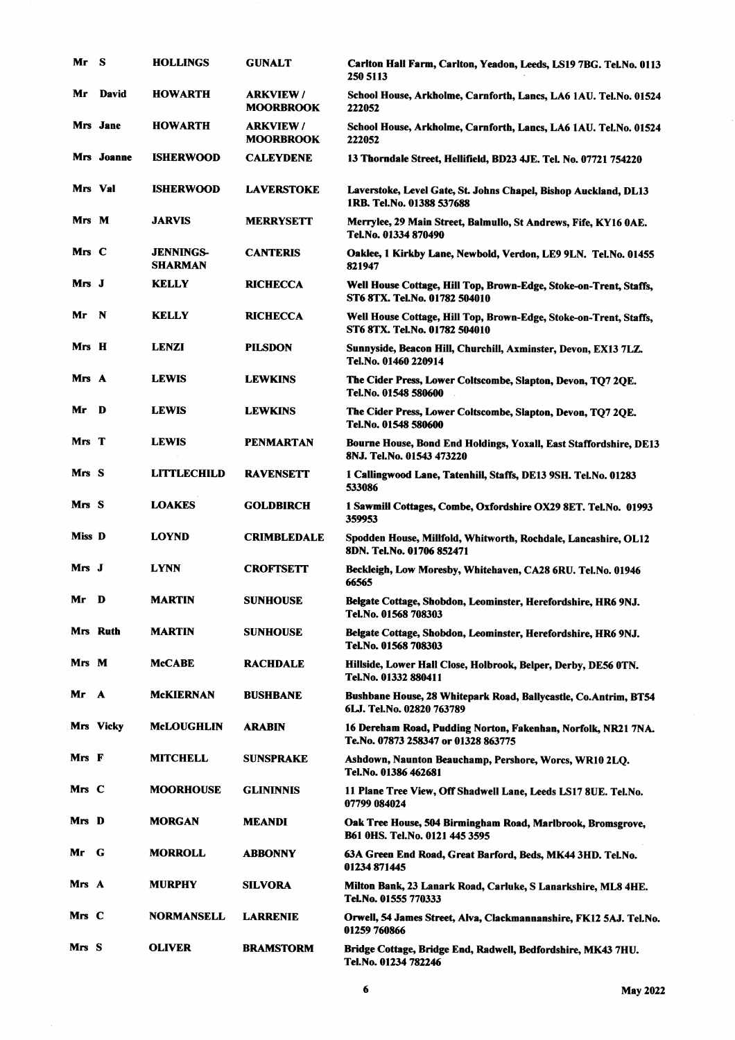| | | | | |
|---|---|---|---|---|
| Mr | S | HOLLINGS | GUNALT | Carlton Hall Farm, Carlton, Yeadon, Leeds, LS19 7BG. Tel.No. 0113 250 5113 |
| Mr | David | HOWARTH | ARKVIEW / MOORBROOK | School House, Arkholme, Carnforth, Lancs, LA6 1AU. Tel.No. 01524 222052 |
| Mrs | Jane | HOWARTH | ARKVIEW / MOORBROOK | School House, Arkholme, Carnforth, Lancs, LA6 1AU. Tel.No. 01524 222052 |
| Mrs | Joanne | ISHERWOOD | CALEYDENE | 13 Thorndale Street, Hellifield, BD23 4JE. Tel. No. 07721 754220 |
| Mrs | Val | ISHERWOOD | LAVERSTOKE | Laverstoke, Level Gate, St. Johns Chapel, Bishop Auckland, DL13 1RB. Tel.No. 01388 537688 |
| Mrs | M | JARVIS | MERRYSETT | Merrylee, 29 Main Street, Balmullo, St Andrews, Fife, KY16 0AE. Tel.No. 01334 870490 |
| Mrs | C | JENNINGS-SHARMAN | CANTERIS | Oaklee, 1 Kirkby Lane, Newbold, Verdon, LE9 9LN. Tel.No. 01455 821947 |
| Mrs | J | KELLY | RICHECCA | Well House Cottage, Hill Top, Brown-Edge, Stoke-on-Trent, Staffs, ST6 8TX. Tel.No. 01782 504010 |
| Mr | N | KELLY | RICHECCA | Well House Cottage, Hill Top, Brown-Edge, Stoke-on-Trent, Staffs, ST6 8TX. Tel.No. 01782 504010 |
| Mrs | H | LENZI | PILSDON | Sunnyside, Beacon Hill, Churchill, Axminster, Devon, EX13 7LZ. Tel.No. 01460 220914 |
| Mrs | A | LEWIS | LEWKINS | The Cider Press, Lower Coltscombe, Slapton, Devon, TQ7 2QE. Tel.No. 01548 580600 |
| Mr | D | LEWIS | LEWKINS | The Cider Press, Lower Coltscombe, Slapton, Devon, TQ7 2QE. Tel.No. 01548 580600 |
| Mrs | T | LEWIS | PENMARTAN | Bourne House, Bond End Holdings, Yoxall, East Staffordshire, DE13 8NJ. Tel.No. 01543 473220 |
| Mrs | S | LITTLECHILD | RAVENSETT | 1 Callingwood Lane, Tatenhill, Staffs, DE13 9SH. Tel.No. 01283 533086 |
| Mrs | S | LOAKES | GOLDBIRCH | 1 Sawmill Cottages, Combe, Oxfordshire OX29 8ET. Tel.No. 01993 359953 |
| Miss | D | LOYND | CRIMBLEDALE | Spodden House, Millfold, Whitworth, Rochdale, Lancashire, OL12 8DN. Tel.No. 01706 852471 |
| Mrs | J | LYNN | CROFTSETT | Beckleigh, Low Moresby, Whitehaven, CA28 6RU. Tel.No. 01946 66565 |
| Mr | D | MARTIN | SUNHOUSE | Belgate Cottage, Shobdon, Leominster, Herefordshire, HR6 9NJ. Tel.No. 01568 708303 |
| Mrs | Ruth | MARTIN | SUNHOUSE | Belgate Cottage, Shobdon, Leominster, Herefordshire, HR6 9NJ. Tel.No. 01568 708303 |
| Mrs | M | McCABE | RACHDALE | Hillside, Lower Hall Close, Holbrook, Belper, Derby, DE56 0TN. Tel.No. 01332 880411 |
| Mr | A | McKIERNAN | BUSHBANE | Bushbane House, 28 Whitepark Road, Ballycastle, Co.Antrim, BT54 6LJ. Tel.No. 02820 763789 |
| Mrs | Vicky | McLOUGHLIN | ARABIN | 16 Dereham Road, Pudding Norton, Fakenhan, Norfolk, NR21 7NA. Te.No. 07873 258347 or 01328 863775 |
| Mrs | F | MITCHELL | SUNSPRAKE | Ashdown, Naunton Beauchamp, Pershore, Worcs, WR10 2LQ. Tel.No. 01386 462681 |
| Mrs | C | MOORHOUSE | GLININNIS | 11 Plane Tree View, Off Shadwell Lane, Leeds LS17 8UE. Tel.No. 07799 084024 |
| Mrs | D | MORGAN | MEANDI | Oak Tree House, 504 Birmingham Road, Marlbrook, Bromsgrove, B61 0HS. Tel.No. 0121 445 3595 |
| Mr | G | MORROLL | ABBONNY | 63A Green End Road, Great Barford, Beds, MK44 3HD. Tel.No. 01234 871445 |
| Mrs | A | MURPHY | SILVORA | Milton Bank, 23 Lanark Road, Carluke, S Lanarkshire, ML8 4HE. Tel.No. 01555 770333 |
| Mrs | C | NORMANSELL | LARRENIE | Orwell, 54 James Street, Alva, Clackmannanshire, FK12 5AJ. Tel.No. 01259 760866 |
| Mrs | S | OLIVER | BRAMSTORM | Bridge Cottage, Bridge End, Radwell, Bedfordshire, MK43 7HU. Tel.No. 01234 782246 |

May 2022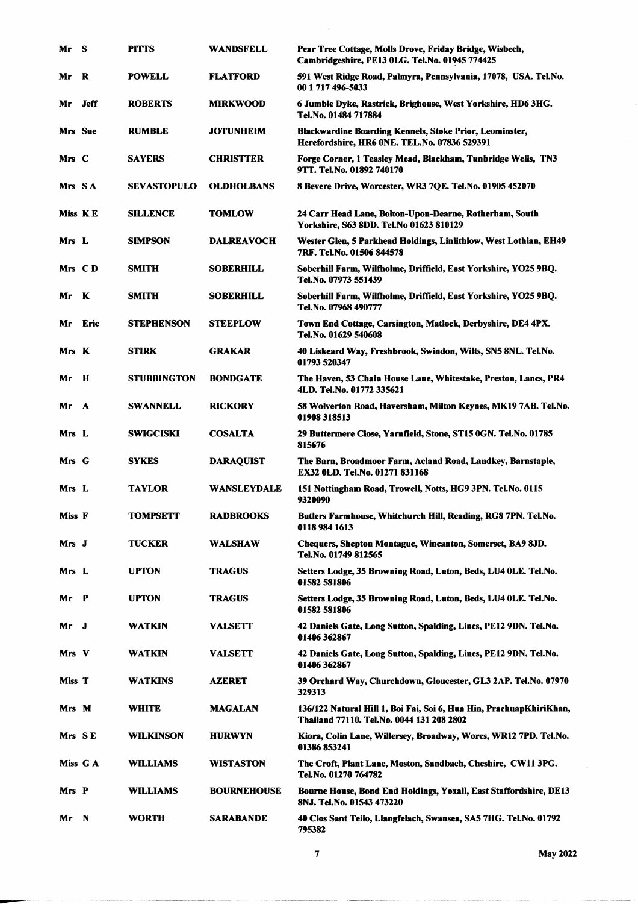| | | | | |
|---|---|---|---|---|
| Mr | S | PITTS | WANDSFELL | Pear Tree Cottage, Molls Drove, Friday Bridge, Wisbech, Cambridgeshire, PE13 0LG. Tel.No. 01945 774425 |
| Mr | R | POWELL | FLATFORD | 591 West Ridge Road, Palmyra, Pennsylvania, 17078, USA. Tel.No. 00 1 717 496-5033 |
| Mr | Jeff | ROBERTS | MIRKWOOD | 6 Jumble Dyke, Rastrick, Brighouse, West Yorkshire, HD6 3HG. Tel.No. 01484 717884 |
| Mrs | Sue | RUMBLE | JOTUNHEIM | Blackwardine Boarding Kennels, Stoke Prior, Leominster, Herefordshire, HR6 0NE. TEL.No. 07836 529391 |
| Mrs | C | SAYERS | CHRISTTER | Forge Corner, 1 Teasley Mead, Blackham, Tunbridge Wells, TN3 9TT. Tel.No. 01892 740170 |
| Mrs | S A | SEVASTOPULO | OLDHOLBANS | 8 Bevere Drive, Worcester, WR3 7QE. Tel.No. 01905 452070 |
| Miss | K E | SILLENCE | TOMLOW | 24 Carr Head Lane, Bolton-Upon-Dearne, Rotherham, South Yorkshire, S63 8DD. Tel.No 01623 810129 |
| Mrs | L | SIMPSON | DALREAVOCH | Wester Glen, 5 Parkhead Holdings, Linlithlow, West Lothian, EH49 7RF. Tel.No. 01506 844578 |
| Mrs | C D | SMITH | SOBERHILL | Soberhill Farm, Wilfholme, Driffield, East Yorkshire, YO25 9BQ. Tel.No. 07973 551439 |
| Mr | K | SMITH | SOBERHILL | Soberhill Farm, Wilfholme, Driffield, East Yorkshire, YO25 9BQ. Tel.No. 07968 490777 |
| Mr | Eric | STEPHENSON | STEEPLOW | Town End Cottage, Carsington, Matlock, Derbyshire, DE4 4PX. Tel.No. 01629 540608 |
| Mrs | K | STIRK | GRAKAR | 40 Liskeard Way, Freshbrook, Swindon, Wilts, SN5 8NL. Tel.No. 01793 520347 |
| Mr | H | STUBBINGTON | BONDGATE | The Haven, 53 Chain House Lane, Whitestake, Preston, Lancs, PR4 4LD. Tel.No. 01772 335621 |
| Mr | A | SWANNELL | RICKORY | 58 Wolverton Road, Haversham, Milton Keynes, MK19 7AB. Tel.No. 01908 318513 |
| Mrs | L | SWIGCISKI | COSALTA | 29 Buttermere Close, Yarnfield, Stone, ST15 0GN. Tel.No. 01785 815676 |
| Mrs | G | SYKES | DARAQUIST | The Barn, Broadmoor Farm, Acland Road, Landkey, Barnstaple, EX32 0LD. Tel.No. 01271 831168 |
| Mrs | L | TAYLOR | WANSLEYDALE | 151 Nottingham Road, Trowell, Notts, HG9 3PN. Tel.No. 0115 9320090 |
| Miss | F | TOMPSETT | RADBROOKS | Butlers Farmhouse, Whitchurch Hill, Reading, RG8 7PN. Tel.No. 0118 984 1613 |
| Mrs | J | TUCKER | WALSHAW | Chequers, Shepton Montague, Wincanton, Somerset, BA9 8JD. Tel.No. 01749 812565 |
| Mrs | L | UPTON | TRAGUS | Setters Lodge, 35 Browning Road, Luton, Beds, LU4 0LE. Tel.No. 01582 581806 |
| Mr | P | UPTON | TRAGUS | Setters Lodge, 35 Browning Road, Luton, Beds, LU4 0LE. Tel.No. 01582 581806 |
| Mr | J | WATKIN | VALSETT | 42 Daniels Gate, Long Sutton, Spalding, Lincs, PE12 9DN. Tel.No. 01406 362867 |
| Mrs | V | WATKIN | VALSETT | 42 Daniels Gate, Long Sutton, Spalding, Lincs, PE12 9DN. Tel.No. 01406 362867 |
| Miss | T | WATKINS | AZERET | 39 Orchard Way, Churchdown, Gloucester, GL3 2AP. Tel.No. 07970 329313 |
| Mrs | M | WHITE | MAGALAN | 136/122 Natural Hill 1, Boi Fai, Soi 6, Hua Hin, PrachuapKhiriKhan, Thailand 77110. Tel.No. 0044 131 208 2802 |
| Mrs | S E | WILKINSON | HURWYN | Kiora, Colin Lane, Willersey, Broadway, Worcs, WR12 7PD. Tel.No. 01386 853241 |
| Miss | G A | WILLIAMS | WISTASTON | The Croft, Plant Lane, Moston, Sandbach, Cheshire, CW11 3PG. Tel.No. 01270 764782 |
| Mrs | P | WILLIAMS | BOURNEHOUSE | Bourne House, Bond End Holdings, Yoxall, East Staffordshire, DE13 8NJ. Tel.No. 01543 473220 |
| Mr | N | WORTH | SARABANDE | 40 Clos Sant Teilo, Llangfelach, Swansea, SA5 7HG. Tel.No. 01792 795382 |

May 2022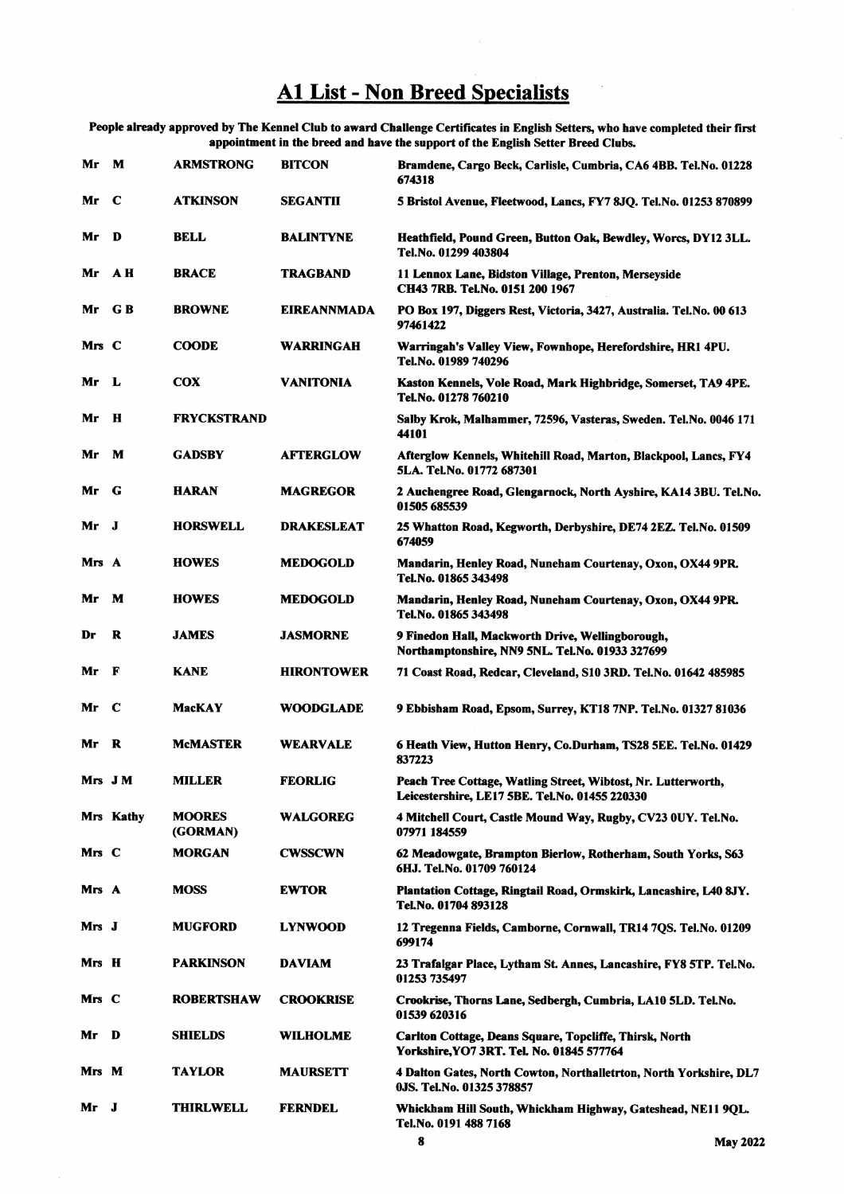# A1 List - Non Breed Specialists

**People already approved by The Kennel Club to award Challenge Certificates in English Setters, who have completed their first appointment in the breed and have the support of the English Setter Breed Clubs.**

| Title | Initial | Surname | Affix | Address |
|---|---|---|---|---|
| Mr | M | ARMSTRONG | BITCON | Bramdene, Cargo Beck, Carlisle, Cumbria, CA6 4BB. Tel.No. 01228 674318 |
| Mr | C | ATKINSON | SEGANTII | 5 Bristol Avenue, Fleetwood, Lancs, FY7 8JQ. Tel.No. 01253 870899 |
| Mr | D | BELL | BALINTYNE | Heathfield, Pound Green, Button Oak, Bewdley, Worcs, DY12 3LL. Tel.No. 01299 403804 |
| Mr | A H | BRACE | TRAGBAND | 11 Lennox Lane, Bidston Village, Prenton, Merseyside CH43 7RB. Tel.No. 0151 200 1967 |
| Mr | G B | BROWNE | EIREANNMADA | PO Box 197, Diggers Rest, Victoria, 3427, Australia. Tel.No. 00 613 97461422 |
| Mrs | C | COODE | WARRINGAH | Warringah's Valley View, Fownhope, Herefordshire, HR1 4PU. Tel.No. 01989 740296 |
| Mr | L | COX | VANITONIA | Kaston Kennels, Vole Road, Mark Highbridge, Somerset, TA9 4PE. Tel.No. 01278 760210 |
| Mr | H | FRYCKSTRAND | | Salby Krok, Malhammer, 72596, Vasteras, Sweden. Tel.No. 0046 171 44101 |
| Mr | M | GADSBY | AFTERGLOW | Afterglow Kennels, Whitehill Road, Marton, Blackpool, Lancs, FY4 5LA. Tel.No. 01772 687301 |
| Mr | G | HARAN | MAGREGOR | 2 Auchengree Road, Glengarnock, North Ayshire, KA14 3BU. Tel.No. 01505 685539 |
| Mr | J | HORSWELL | DRAKESLEAT | 25 Whatton Road, Kegworth, Derbyshire, DE74 2EZ. Tel.No. 01509 674059 |
| Mrs | A | HOWES | MEDOGOLD | Mandarin, Henley Road, Nuneham Courtenay, Oxon, OX44 9PR. Tel.No. 01865 343498 |
| Mr | M | HOWES | MEDOGOLD | Mandarin, Henley Road, Nuneham Courtenay, Oxon, OX44 9PR. Tel.No. 01865 343498 |
| Dr | R | JAMES | JASMORNE | 9 Finedon Hall, Mackworth Drive, Wellingborough, Northamptonshire, NN9 5NL. Tel.No. 01933 327699 |
| Mr | F | KANE | HIRONTOWER | 71 Coast Road, Redcar, Cleveland, S10 3RD. Tel.No. 01642 485985 |
| Mr | C | MacKAY | WOODGLADE | 9 Ebbisham Road, Epsom, Surrey, KT18 7NP. Tel.No. 01327 81036 |
| Mr | R | McMASTER | WEARVALE | 6 Heath View, Hutton Henry, Co.Durham, TS28 5EE. Tel.No. 01429 837223 |
| Mrs | J M | MILLER | FEORLIG | Peach Tree Cottage, Watling Street, Wibtost, Nr. Lutterworth, Leicestershire, LE17 5BE. Tel.No. 01455 220330 |
| Mrs | Kathy | MOORES (GORMAN) | WALGOREG | 4 Mitchell Court, Castle Mound Way, Rugby, CV23 0UY. Tel.No. 07971 184559 |
| Mrs | C | MORGAN | CWSSCWN | 62 Meadowgate, Brampton Bierlow, Rotherham, South Yorks, S63 6HJ. Tel.No. 01709 760124 |
| Mrs | A | MOSS | EWTOR | Plantation Cottage, Ringtail Road, Ormskirk, Lancashire, L40 8JY. Tel.No. 01704 893128 |
| Mrs | J | MUGFORD | LYNWOOD | 12 Tregenna Fields, Camborne, Cornwall, TR14 7QS. Tel.No. 01209 699174 |
| Mrs | H | PARKINSON | DAVIAM | 23 Trafalgar Place, Lytham St. Annes, Lancashire, FY8 5TP. Tel.No. 01253 735497 |
| Mrs | C | ROBERTSHAW | CROOKRISE | Crookrise, Thorns Lane, Sedbergh, Cumbria, LA10 5LD. Tel.No. 01539 620316 |
| Mr | D | SHIELDS | WILHOLME | Carlton Cottage, Deans Square, Topcliffe, Thirsk, North Yorkshire, YO7 3RT. Tel. No. 01845 577764 |
| Mrs | M | TAYLOR | MAURSETT | 4 Dalton Gates, North Cowton, Northalletrton, North Yorkshire, DL7 0JS. Tel.No. 01325 378857 |
| Mr | J | THIRLWELL | FERNDEL | Whickham Hill South, Whickham Highway, Gateshead, NE11 9QL. Tel.No. 0191 488 7168 |

May 2022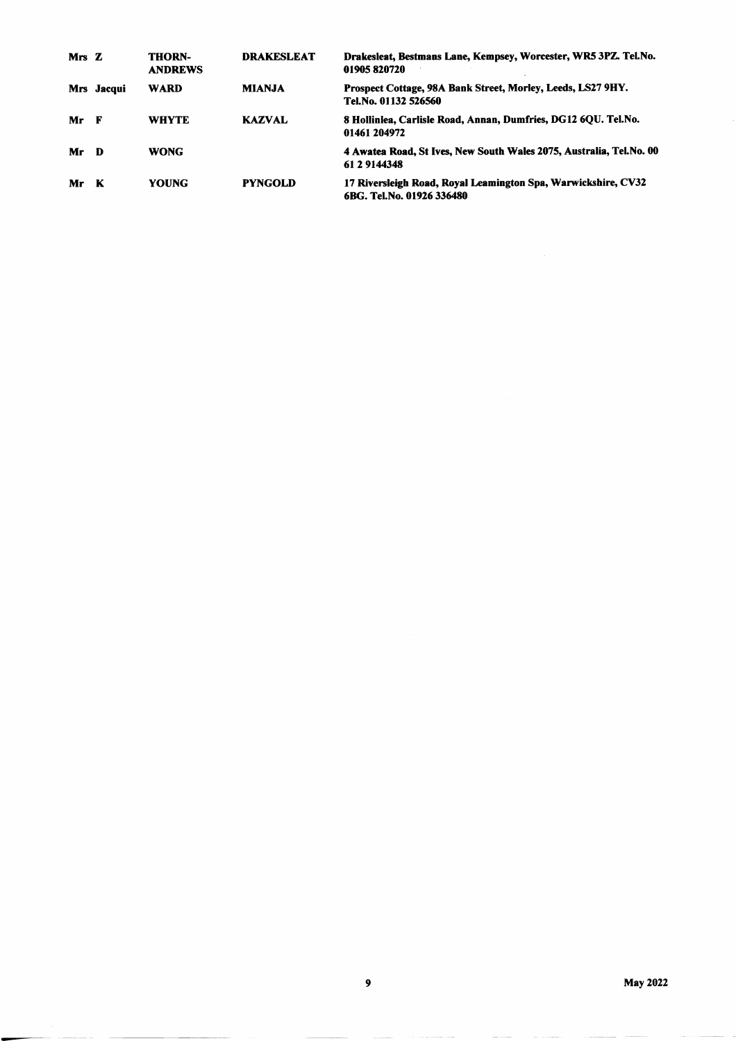| | | | | |
|---|---|---|---|---|
| **Mrs** | **Z** | **THORN-ANDREWS** | **DRAKESLEAT** | **Drakesleat, Bestmans Lane, Kempsey, Worcester, WR5 3PZ. Tel.No. 01905 820720** |
| **Mrs** | **Jacqui** | **WARD** | **MIANJA** | **Prospect Cottage, 98A Bank Street, Morley, Leeds, LS27 9HY. Tel.No. 01132 526560** |
| **Mr** | **F** | **WHYTE** | **KAZVAL** | **8 Hollinlea, Carlisle Road, Annan, Dumfries, DG12 6QU. Tel.No. 01461 204972** |
| **Mr** | **D** | **WONG** | | **4 Awatea Road, St Ives, New South Wales 2075, Australia, Tel.No. 00 61 2 9144348** |
| **Mr** | **K** | **YOUNG** | **PYNGOLD** | **17 Riversleigh Road, Royal Leamington Spa, Warwickshire, CV32 6BG. Tel.No. 01926 336480** |